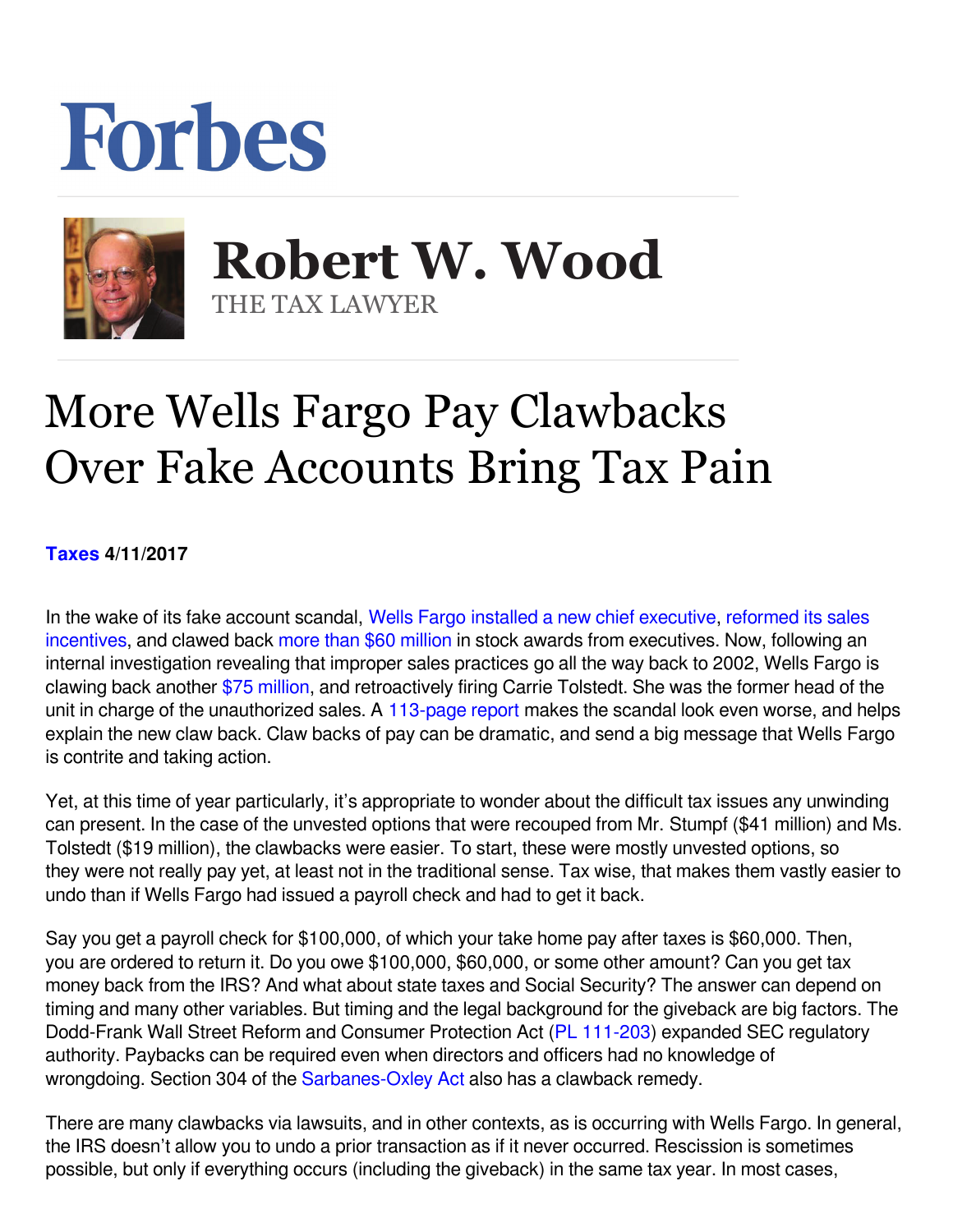# Forbes

## Robert W. Wood

THE TAX LAWYER

# More Wells Fargo Pay Clawbacks Over Fake Accounts Bring Tax Pain

**Taxes 4/11/2017**

In the wake of its fake account scandal, Wells Fargo installed a new chief executive, reformed its sales incentives, and clawed back more than $60 million in stock awards from executives. Now, following an internal investigation revealing that improper sales practices go all the way back to 2002, Wells Fargo is clawing back another $75 million, and retroactively firing Carrie Tolstedt. She was the former head of the unit in charge of the unauthorized sales. A 113-page report makes the scandal look even worse, and helps explain the new claw back. Claw backs of pay can be dramatic, and send a big message that Wells Fargo is contrite and taking action.

Yet, at this time of year particularly, it's appropriate to wonder about the difficult tax issues any unwinding can present. In the case of the unvested options that were recouped from Mr. Stumpf ($41 million) and Ms. Tolstedt ($19 million), the clawbacks were easier. To start, these were mostly unvested options, so they were not really pay yet, at least not in the traditional sense. Tax wise, that makes them vastly easier to undo than if Wells Fargo had issued a payroll check and had to get it back.

Say you get a payroll check for $100,000, of which your take home pay after taxes is $60,000. Then, you are ordered to return it. Do you owe $100,000, $60,000, or some other amount? Can you get tax money back from the IRS? And what about state taxes and Social Security? The answer can depend on timing and many other variables. But timing and the legal background for the giveback are big factors. The Dodd-Frank Wall Street Reform and Consumer Protection Act (PL 111-203) expanded SEC regulatory authority. Paybacks can be required even when directors and officers had no knowledge of wrongdoing. Section 304 of the Sarbanes-Oxley Act also has a clawback remedy.

There are many clawbacks via lawsuits, and in other contexts, as is occurring with Wells Fargo. In general, the IRS doesn't allow you to undo a prior transaction as if it never occurred. Rescission is sometimes possible, but only if everything occurs (including the giveback) in the same tax year. In most cases,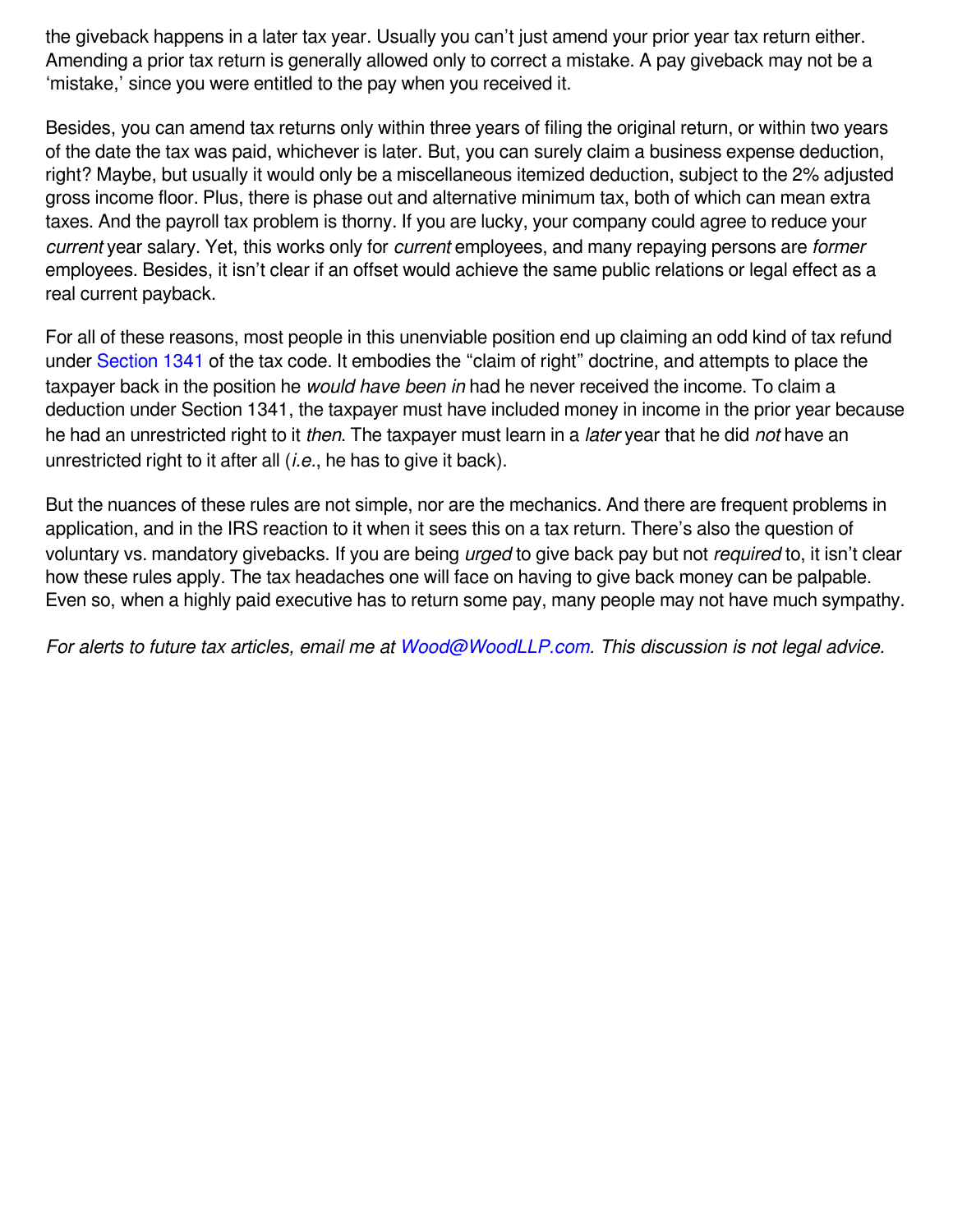the giveback happens in a later tax year. Usually you can't just amend your prior year tax return either. Amending a prior tax return is generally allowed only to correct a mistake. A pay giveback may not be a 'mistake,' since you were entitled to the pay when you received it.

Besides, you can amend tax returns only within three years of filing the original return, or within two years of the date the tax was paid, whichever is later. But, you can surely claim a business expense deduction, right? Maybe, but usually it would only be a miscellaneous itemized deduction, subject to the 2% adjusted gross income floor. Plus, there is phase out and alternative minimum tax, both of which can mean extra taxes. And the payroll tax problem is thorny. If you are lucky, your company could agree to reduce your *current* year salary. Yet, this works only for *current* employees, and many repaying persons are *former* employees. Besides, it isn't clear if an offset would achieve the same public relations or legal effect as a real current payback.

For all of these reasons, most people in this unenviable position end up claiming an odd kind of tax refund under Section 1341 of the tax code. It embodies the "claim of right" doctrine, and attempts to place the taxpayer back in the position he *would have been in* had he never received the income. To claim a deduction under Section 1341, the taxpayer must have included money in income in the prior year because he had an unrestricted right to it *then*. The taxpayer must learn in a *later* year that he did *not* have an unrestricted right to it after all (*i.e.*, he has to give it back).

But the nuances of these rules are not simple, nor are the mechanics. And there are frequent problems in application, and in the IRS reaction to it when it sees this on a tax return. There's also the question of voluntary vs. mandatory givebacks. If you are being *urged* to give back pay but not *required* to, it isn't clear how these rules apply. The tax headaches one will face on having to give back money can be palpable. Even so, when a highly paid executive has to return some pay, many people may not have much sympathy.

*For alerts to future tax articles, email me at Wood@WoodLLP.com. This discussion is not legal advice.*